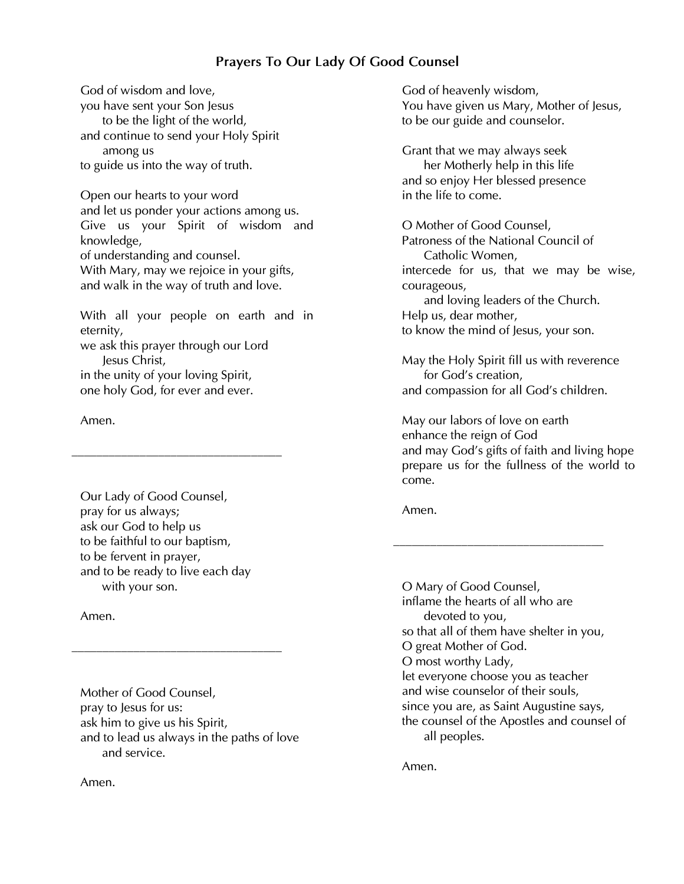# Prayers To Our Lady Of Good Counsel

God of wisdom and love,
you have sent your Son Jesus
to be the light of the world,
and continue to send your Holy Spirit
among us
to guide us into the way of truth.

Open our hearts to your word
and let us ponder your actions among us.
Give us your Spirit of wisdom and knowledge,
of understanding and counsel.
With Mary, may we rejoice in your gifts,
and walk in the way of truth and love.

With all your people on earth and in eternity,
we ask this prayer through our Lord
Jesus Christ,
in the unity of your loving Spirit,
one holy God, for ever and ever.

Amen.

---

Our Lady of Good Counsel,
pray for us always;
ask our God to help us
to be faithful to our baptism,
to be fervent in prayer,
and to be ready to live each day
with your son.

Amen.

---

Mother of Good Counsel,
pray to Jesus for us:
ask him to give us his Spirit,
and to lead us always in the paths of love
and service.

Amen.

---

God of heavenly wisdom,
You have given us Mary, Mother of Jesus,
to be our guide and counselor.

Grant that we may always seek
her Motherly help in this life
and so enjoy Her blessed presence
in the life to come.

O Mother of Good Counsel,
Patroness of the National Council of
Catholic Women,
intercede for us, that we may be wise, courageous,
and loving leaders of the Church.
Help us, dear mother,
to know the mind of Jesus, your son.

May the Holy Spirit fill us with reverence
for God's creation,
and compassion for all God's children.

May our labors of love on earth
enhance the reign of God
and may God's gifts of faith and living hope
prepare us for the fullness of the world to come.

Amen.

---

O Mary of Good Counsel,
inflame the hearts of all who are
devoted to you,
so that all of them have shelter in you,
O great Mother of God.
O most worthy Lady,
let everyone choose you as teacher
and wise counselor of their souls,
since you are, as Saint Augustine says,
the counsel of the Apostles and counsel of
all peoples.

Amen.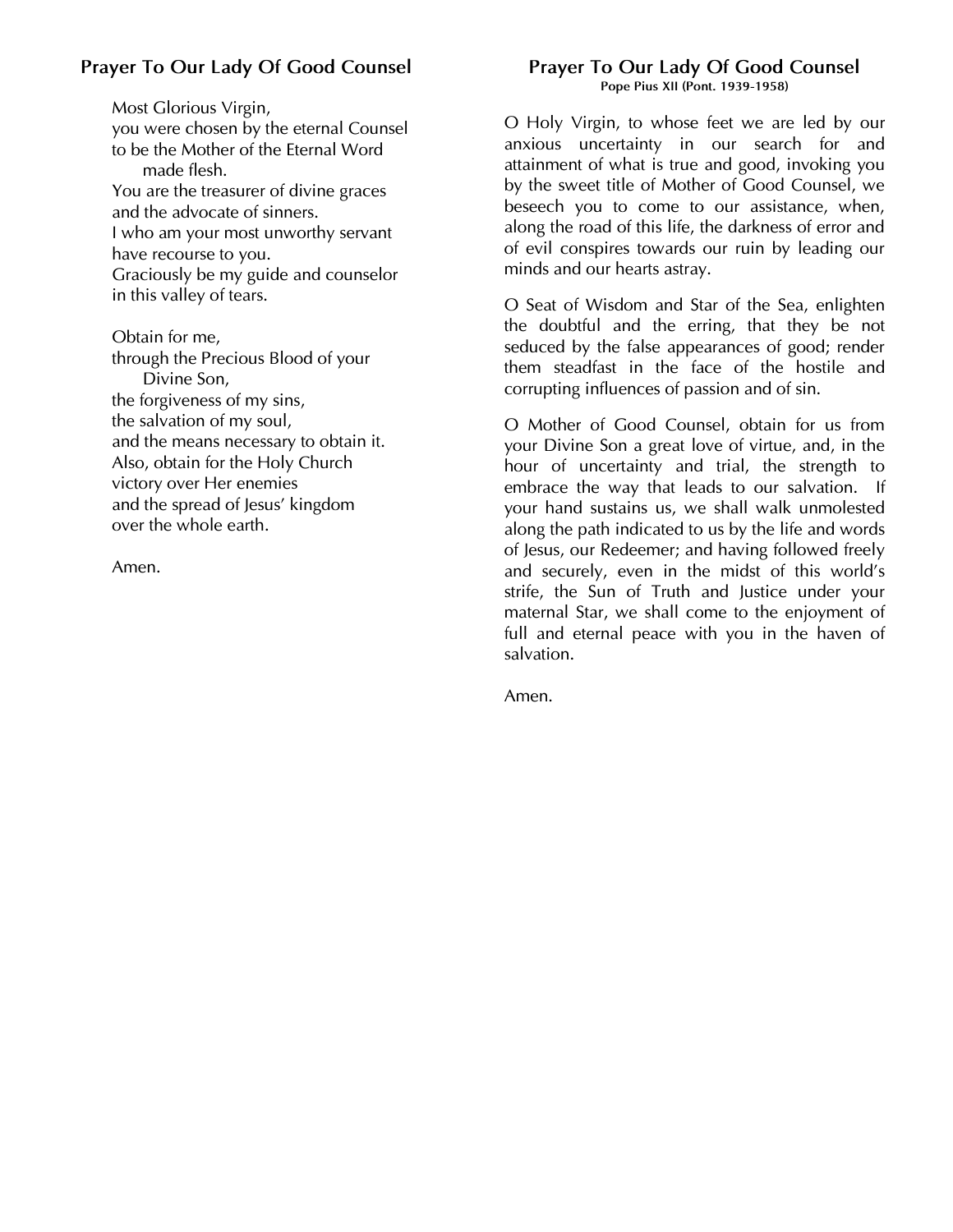## Prayer To Our Lady Of Good Counsel

Most Glorious Virgin,
you were chosen by the eternal Counsel
to be the Mother of the Eternal Word
made flesh.
You are the treasurer of divine graces
and the advocate of sinners.
I who am your most unworthy servant
have recourse to you.
Graciously be my guide and counselor
in this valley of tears.

Obtain for me,
through the Precious Blood of your
Divine Son,
the forgiveness of my sins,
the salvation of my soul,
and the means necessary to obtain it.
Also, obtain for the Holy Church
victory over Her enemies
and the spread of Jesus' kingdom
over the whole earth.

Amen.

## Prayer To Our Lady Of Good Counsel

**Pope Pius XII (Pont. 1939-1958)**

O Holy Virgin, to whose feet we are led by our anxious uncertainty in our search for and attainment of what is true and good, invoking you by the sweet title of Mother of Good Counsel, we beseech you to come to our assistance, when, along the road of this life, the darkness of error and of evil conspires towards our ruin by leading our minds and our hearts astray.

O Seat of Wisdom and Star of the Sea, enlighten the doubtful and the erring, that they be not seduced by the false appearances of good; render them steadfast in the face of the hostile and corrupting influences of passion and of sin.

O Mother of Good Counsel, obtain for us from your Divine Son a great love of virtue, and, in the hour of uncertainty and trial, the strength to embrace the way that leads to our salvation. If your hand sustains us, we shall walk unmolested along the path indicated to us by the life and words of Jesus, our Redeemer; and having followed freely and securely, even in the midst of this world's strife, the Sun of Truth and Justice under your maternal Star, we shall come to the enjoyment of full and eternal peace with you in the haven of salvation.

Amen.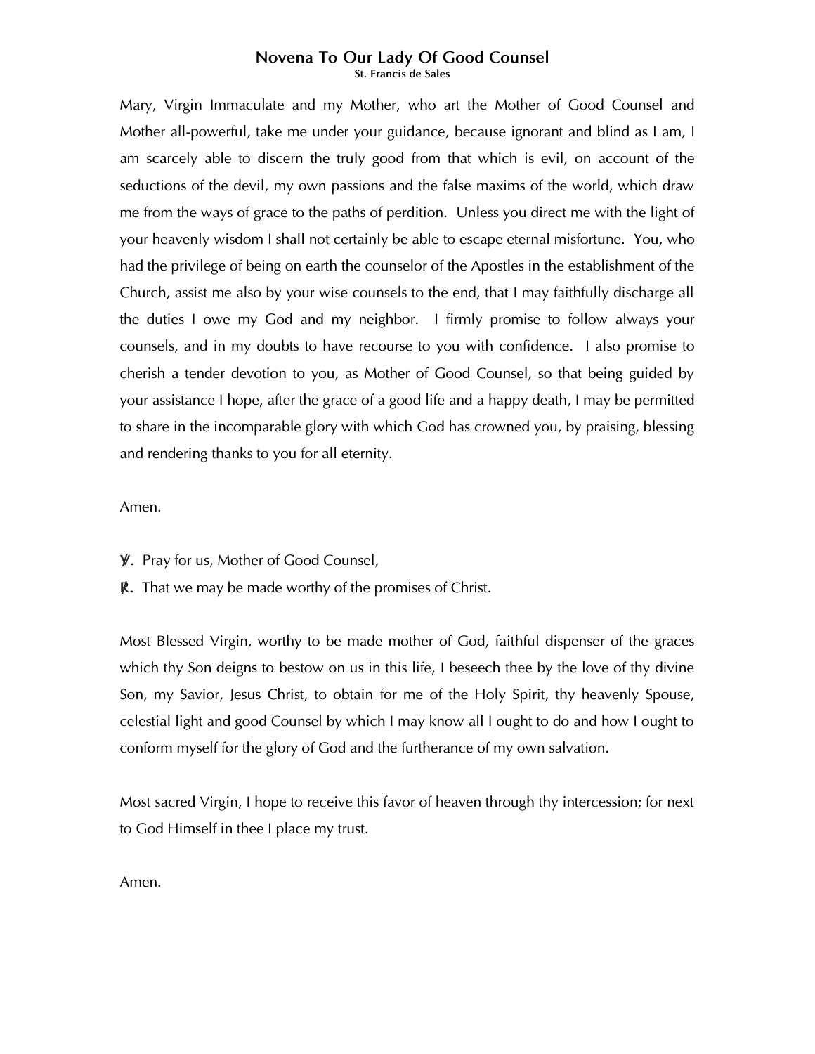# Novena To Our Lady Of Good Counsel

**St. Francis de Sales**

Mary, Virgin Immaculate and my Mother, who art the Mother of Good Counsel and Mother all-powerful, take me under your guidance, because ignorant and blind as I am, I am scarcely able to discern the truly good from that which is evil, on account of the seductions of the devil, my own passions and the false maxims of the world, which draw me from the ways of grace to the paths of perdition. Unless you direct me with the light of your heavenly wisdom I shall not certainly be able to escape eternal misfortune. You, who had the privilege of being on earth the counselor of the Apostles in the establishment of the Church, assist me also by your wise counsels to the end, that I may faithfully discharge all the duties I owe my God and my neighbor. I firmly promise to follow always your counsels, and in my doubts to have recourse to you with confidence. I also promise to cherish a tender devotion to you, as Mother of Good Counsel, so that being guided by your assistance I hope, after the grace of a good life and a happy death, I may be permitted to share in the incomparable glory with which God has crowned you, by praising, blessing and rendering thanks to you for all eternity.

Amen.

℣. Pray for us, Mother of Good Counsel,
℟. That we may be made worthy of the promises of Christ.

Most Blessed Virgin, worthy to be made mother of God, faithful dispenser of the graces which thy Son deigns to bestow on us in this life, I beseech thee by the love of thy divine Son, my Savior, Jesus Christ, to obtain for me of the Holy Spirit, thy heavenly Spouse, celestial light and good Counsel by which I may know all I ought to do and how I ought to conform myself for the glory of God and the furtherance of my own salvation.

Most sacred Virgin, I hope to receive this favor of heaven through thy intercession; for next to God Himself in thee I place my trust.

Amen.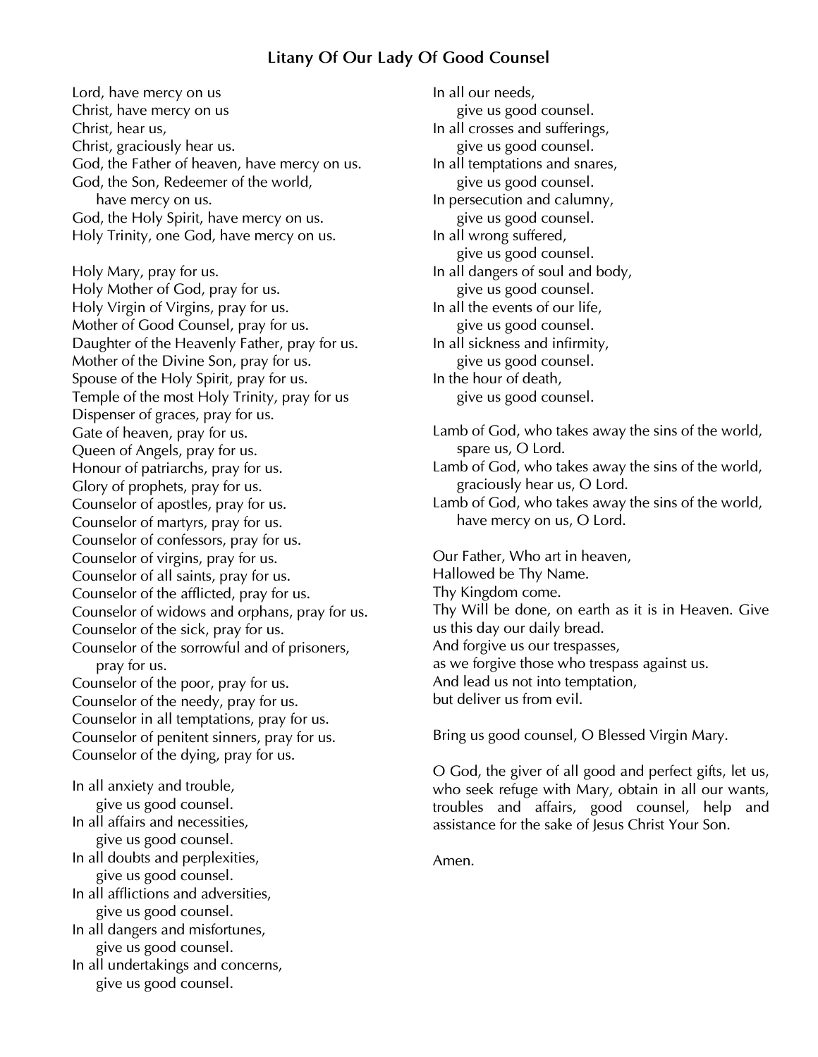## Litany Of Our Lady Of Good Counsel

Lord, have mercy on us
Christ, have mercy on us
Christ, hear us,
Christ, graciously hear us.
God, the Father of heaven, have mercy on us.
God, the Son, Redeemer of the world,
    have mercy on us.
God, the Holy Spirit, have mercy on us.
Holy Trinity, one God, have mercy on us.

Holy Mary, pray for us.
Holy Mother of God, pray for us.
Holy Virgin of Virgins, pray for us.
Mother of Good Counsel, pray for us.
Daughter of the Heavenly Father, pray for us.
Mother of the Divine Son, pray for us.
Spouse of the Holy Spirit, pray for us.
Temple of the most Holy Trinity, pray for us
Dispenser of graces, pray for us.
Gate of heaven, pray for us.
Queen of Angels, pray for us.
Honour of patriarchs, pray for us.
Glory of prophets, pray for us.
Counselor of apostles, pray for us.
Counselor of martyrs, pray for us.
Counselor of confessors, pray for us.
Counselor of virgins, pray for us.
Counselor of all saints, pray for us.
Counselor of the afflicted, pray for us.
Counselor of widows and orphans, pray for us.
Counselor of the sick, pray for us.
Counselor of the sorrowful and of prisoners,
    pray for us.
Counselor of the poor, pray for us.
Counselor of the needy, pray for us.
Counselor in all temptations, pray for us.
Counselor of penitent sinners, pray for us.
Counselor of the dying, pray for us.

In all anxiety and trouble,
    give us good counsel.
In all affairs and necessities,
    give us good counsel.
In all doubts and perplexities,
    give us good counsel.
In all afflictions and adversities,
    give us good counsel.
In all dangers and misfortunes,
    give us good counsel.
In all undertakings and concerns,
    give us good counsel.
In all our needs,
    give us good counsel.
In all crosses and sufferings,
    give us good counsel.
In all temptations and snares,
    give us good counsel.
In persecution and calumny,
    give us good counsel.
In all wrong suffered,
    give us good counsel.
In all dangers of soul and body,
    give us good counsel.
In all the events of our life,
    give us good counsel.
In all sickness and infirmity,
    give us good counsel.
In the hour of death,
    give us good counsel.

Lamb of God, who takes away the sins of the world,
    spare us, O Lord.
Lamb of God, who takes away the sins of the world,
    graciously hear us, O Lord.
Lamb of God, who takes away the sins of the world,
    have mercy on us, O Lord.

Our Father, Who art in heaven,
Hallowed be Thy Name.
Thy Kingdom come.
Thy Will be done, on earth as it is in Heaven. Give us this day our daily bread.
And forgive us our trespasses,
as we forgive those who trespass against us.
And lead us not into temptation,
but deliver us from evil.

Bring us good counsel, O Blessed Virgin Mary.

O God, the giver of all good and perfect gifts, let us, who seek refuge with Mary, obtain in all our wants, troubles and affairs, good counsel, help and assistance for the sake of Jesus Christ Your Son.

Amen.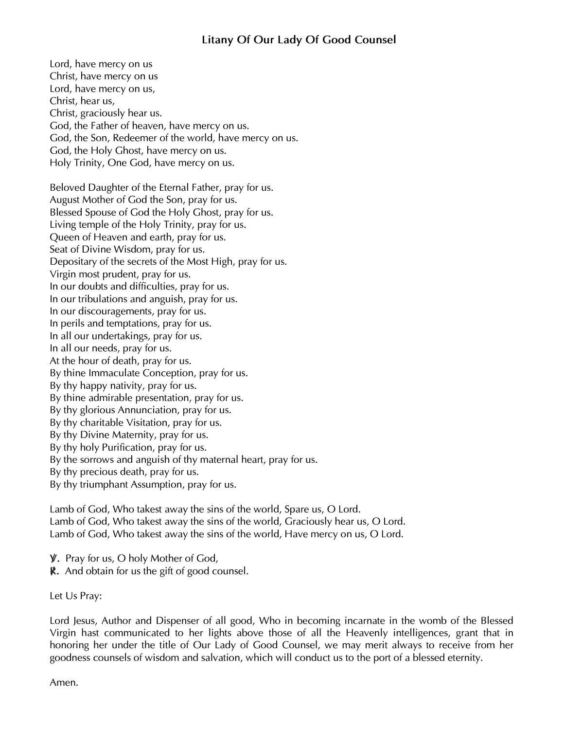# Litany Of Our Lady Of Good Counsel

Lord, have mercy on us
Christ, have mercy on us
Lord, have mercy on us,
Christ, hear us,
Christ, graciously hear us.
God, the Father of heaven, have mercy on us.
God, the Son, Redeemer of the world, have mercy on us.
God, the Holy Ghost, have mercy on us.
Holy Trinity, One God, have mercy on us.

Beloved Daughter of the Eternal Father, pray for us.
August Mother of God the Son, pray for us.
Blessed Spouse of God the Holy Ghost, pray for us.
Living temple of the Holy Trinity, pray for us.
Queen of Heaven and earth, pray for us.
Seat of Divine Wisdom, pray for us.
Depositary of the secrets of the Most High, pray for us.
Virgin most prudent, pray for us.
In our doubts and difficulties, pray for us.
In our tribulations and anguish, pray for us.
In our discouragements, pray for us.
In perils and temptations, pray for us.
In all our undertakings, pray for us.
In all our needs, pray for us.
At the hour of death, pray for us.
By thine Immaculate Conception, pray for us.
By thy happy nativity, pray for us.
By thine admirable presentation, pray for us.
By thy glorious Annunciation, pray for us.
By thy charitable Visitation, pray for us.
By thy Divine Maternity, pray for us.
By thy holy Purification, pray for us.
By the sorrows and anguish of thy maternal heart, pray for us.
By thy precious death, pray for us.
By thy triumphant Assumption, pray for us.

Lamb of God, Who takest away the sins of the world, Spare us, O Lord.
Lamb of God, Who takest away the sins of the world, Graciously hear us, O Lord.
Lamb of God, Who takest away the sins of the world, Have mercy on us, O Lord.

℣. Pray for us, O holy Mother of God,
℟. And obtain for us the gift of good counsel.

Let Us Pray:

Lord Jesus, Author and Dispenser of all good, Who in becoming incarnate in the womb of the Blessed Virgin hast communicated to her lights above those of all the Heavenly intelligences, grant that in honoring her under the title of Our Lady of Good Counsel, we may merit always to receive from her goodness counsels of wisdom and salvation, which will conduct us to the port of a blessed eternity.

Amen.